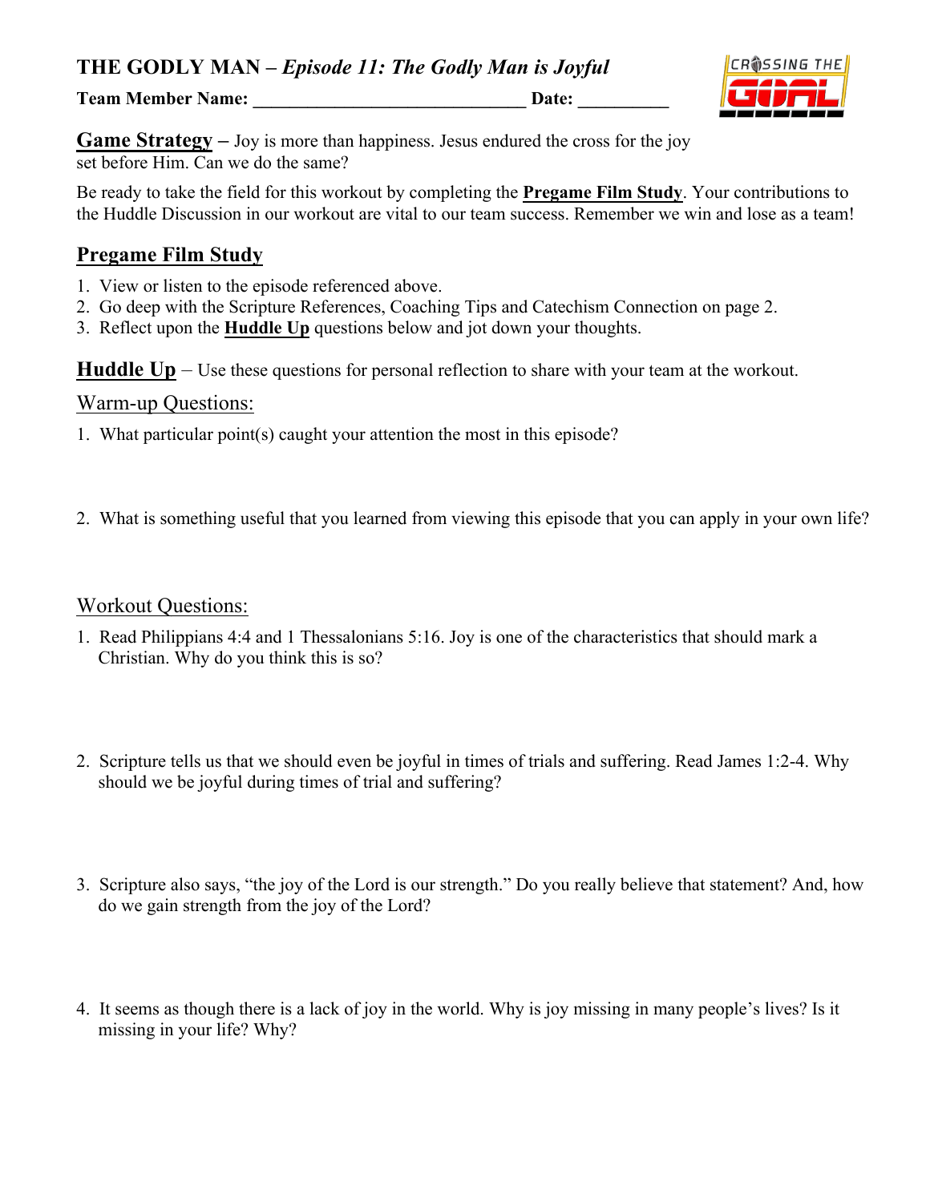# THE GODLY MAN – *Episode 11: The Godly Man is Joyful*

**Team Member Name: ______________________________ Date: __________**

**Game Strategy** – Joy is more than happiness. Jesus endured the cross for the joy set before Him. Can we do the same?

Be ready to take the field for this workout by completing the **Pregame Film Study**. Your contributions to the Huddle Discussion in our workout are vital to our team success. Remember we win and lose as a team!

## Pregame Film Study

1. View or listen to the episode referenced above.
2. Go deep with the Scripture References, Coaching Tips and Catechism Connection on page 2.
3. Reflect upon the **Huddle Up** questions below and jot down your thoughts.

**Huddle Up** – Use these questions for personal reflection to share with your team at the workout.

### Warm-up Questions:

1. What particular point(s) caught your attention the most in this episode?

2. What is something useful that you learned from viewing this episode that you can apply in your own life?

### Workout Questions:

1. Read Philippians 4:4 and 1 Thessalonians 5:16. Joy is one of the characteristics that should mark a Christian. Why do you think this is so?

2. Scripture tells us that we should even be joyful in times of trials and suffering. Read James 1:2-4. Why should we be joyful during times of trial and suffering?

3. Scripture also says, "the joy of the Lord is our strength." Do you really believe that statement? And, how do we gain strength from the joy of the Lord?

4. It seems as though there is a lack of joy in the world. Why is joy missing in many people's lives? Is it missing in your life? Why?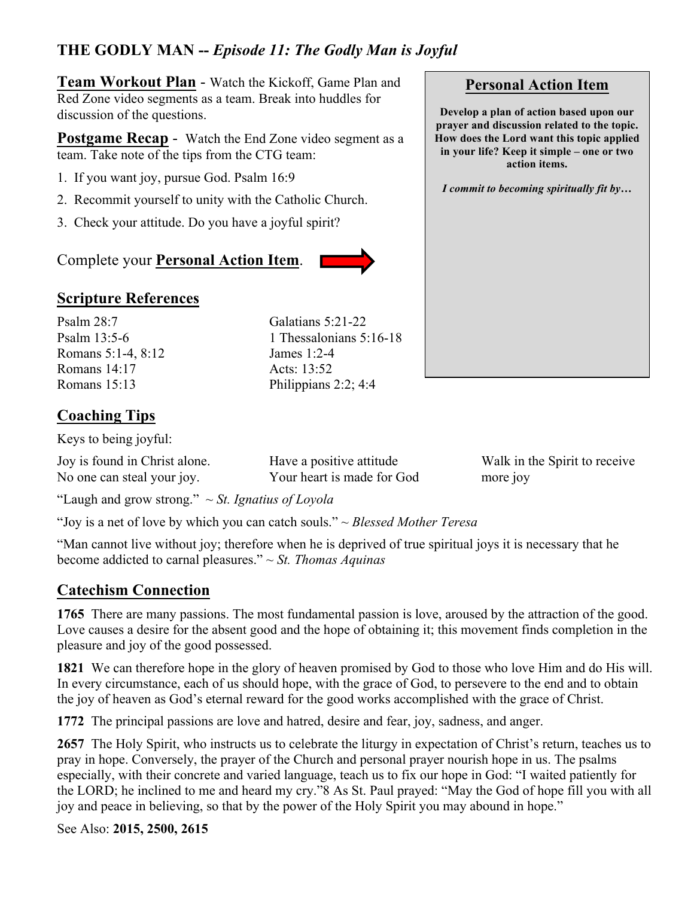# THE GODLY MAN -- *Episode 11: The Godly Man is Joyful*

**Team Workout Plan** - Watch the Kickoff, Game Plan and Red Zone video segments as a team. Break into huddles for discussion of the questions.

**Postgame Recap** - Watch the End Zone video segment as a team. Take note of the tips from the CTG team:

1. If you want joy, pursue God. Psalm 16:9
2. Recommit yourself to unity with the Catholic Church.
3. Check your attitude. Do you have a joyful spirit?

Complete your **Personal Action Item**.

## Personal Action Item

**Develop a plan of action based upon our prayer and discussion related to the topic. How does the Lord want this topic applied in your life? Keep it simple – one or two action items.**

***I commit to becoming spiritually fit by…***

## Scripture References

Psalm 28:7
Psalm 13:5-6
Romans 5:1-4, 8:12
Romans 14:17
Romans 15:13
Galatians 5:21-22
1 Thessalonians 5:16-18
James 1:2-4
Acts: 13:52
Philippians 2:2; 4:4

## Coaching Tips

Keys to being joyful:

Joy is found in Christ alone.
No one can steal your joy.
Have a positive attitude
Your heart is made for God
Walk in the Spirit to receive more joy

"Laugh and grow strong." ~ *St. Ignatius of Loyola*

"Joy is a net of love by which you can catch souls." ~ *Blessed Mother Teresa*

"Man cannot live without joy; therefore when he is deprived of true spiritual joys it is necessary that he become addicted to carnal pleasures." ~ *St. Thomas Aquinas*

## Catechism Connection

**1765** There are many passions. The most fundamental passion is love, aroused by the attraction of the good. Love causes a desire for the absent good and the hope of obtaining it; this movement finds completion in the pleasure and joy of the good possessed.

**1821** We can therefore hope in the glory of heaven promised by God to those who love Him and do His will. In every circumstance, each of us should hope, with the grace of God, to persevere to the end and to obtain the joy of heaven as God's eternal reward for the good works accomplished with the grace of Christ.

**1772** The principal passions are love and hatred, desire and fear, joy, sadness, and anger.

**2657** The Holy Spirit, who instructs us to celebrate the liturgy in expectation of Christ's return, teaches us to pray in hope. Conversely, the prayer of the Church and personal prayer nourish hope in us. The psalms especially, with their concrete and varied language, teach us to fix our hope in God: "I waited patiently for the LORD; he inclined to me and heard my cry."8 As St. Paul prayed: "May the God of hope fill you with all joy and peace in believing, so that by the power of the Holy Spirit you may abound in hope."

See Also: **2015, 2500, 2615**